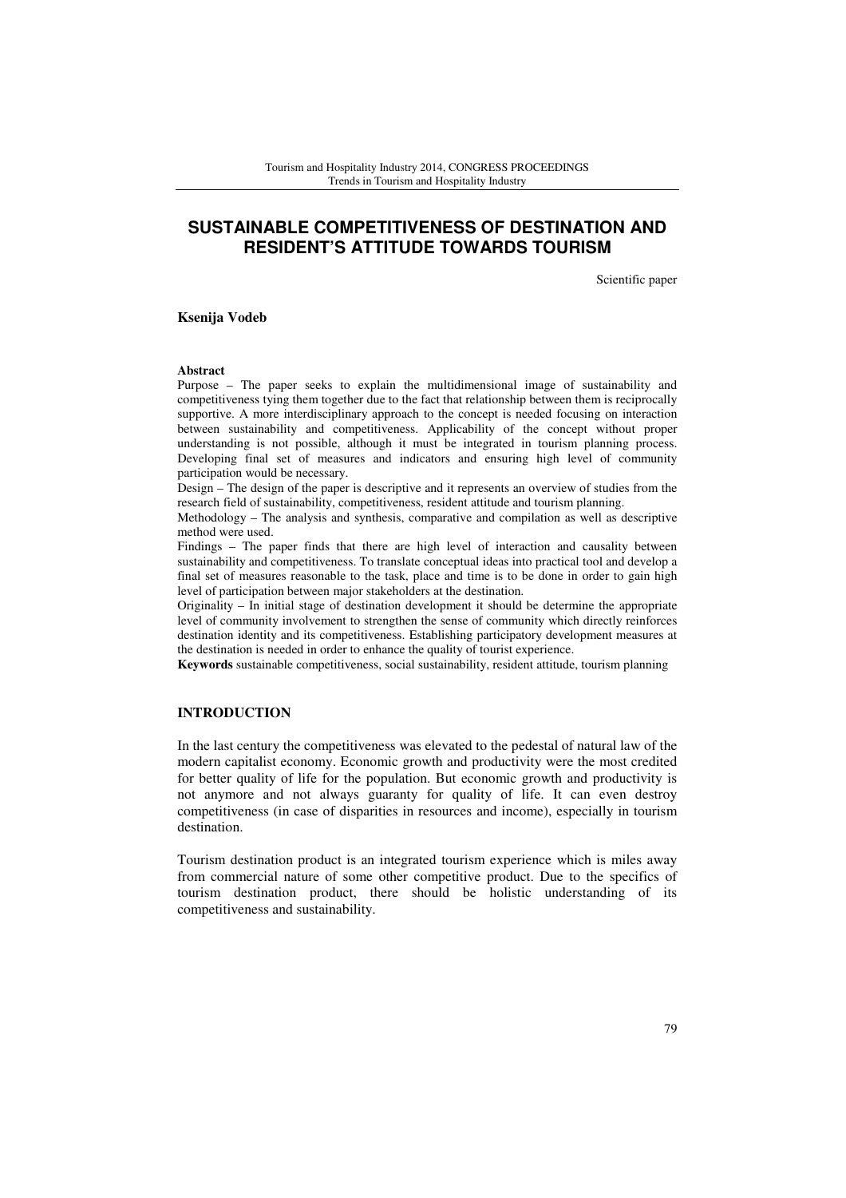# SUSTAINABLE COMPETITIVENESS OF DESTINATION AND RESIDENT'S ATTITUDE TOWARDS TOURISM

Scientific paper

**Ksenija Vodeb**

**Abstract**

Purpose – The paper seeks to explain the multidimensional image of sustainability and competitiveness tying them together due to the fact that relationship between them is reciprocally supportive. A more interdisciplinary approach to the concept is needed focusing on interaction between sustainability and competitiveness. Applicability of the concept without proper understanding is not possible, although it must be integrated in tourism planning process. Developing final set of measures and indicators and ensuring high level of community participation would be necessary.

Design – The design of the paper is descriptive and it represents an overview of studies from the research field of sustainability, competitiveness, resident attitude and tourism planning.

Methodology – The analysis and synthesis, comparative and compilation as well as descriptive method were used.

Findings – The paper finds that there are high level of interaction and causality between sustainability and competitiveness. To translate conceptual ideas into practical tool and develop a final set of measures reasonable to the task, place and time is to be done in order to gain high level of participation between major stakeholders at the destination.

Originality – In initial stage of destination development it should be determine the appropriate level of community involvement to strengthen the sense of community which directly reinforces destination identity and its competitiveness. Establishing participatory development measures at the destination is needed in order to enhance the quality of tourist experience.

**Keywords** sustainable competitiveness, social sustainability, resident attitude, tourism planning

## INTRODUCTION

In the last century the competitiveness was elevated to the pedestal of natural law of the modern capitalist economy. Economic growth and productivity were the most credited for better quality of life for the population. But economic growth and productivity is not anymore and not always guaranty for quality of life. It can even destroy competitiveness (in case of disparities in resources and income), especially in tourism destination.

Tourism destination product is an integrated tourism experience which is miles away from commercial nature of some other competitive product. Due to the specifics of tourism destination product, there should be holistic understanding of its competitiveness and sustainability.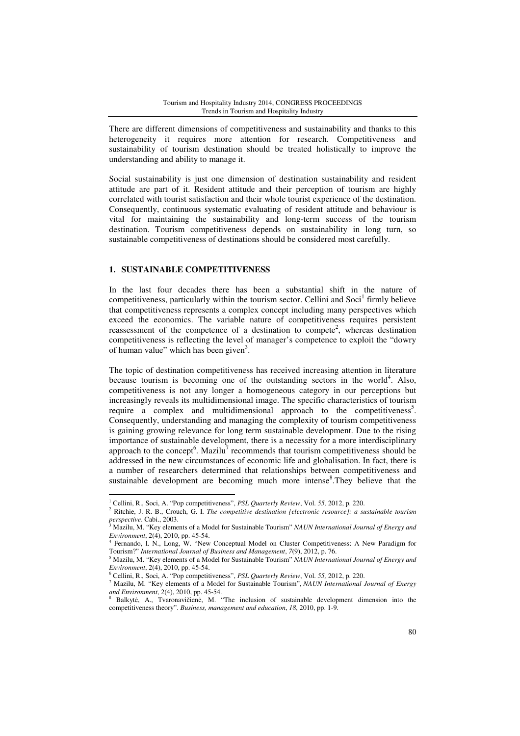There are different dimensions of competitiveness and sustainability and thanks to this heterogeneity it requires more attention for research. Competitiveness and sustainability of tourism destination should be treated holistically to improve the understanding and ability to manage it.

Social sustainability is just one dimension of destination sustainability and resident attitude are part of it. Resident attitude and their perception of tourism are highly correlated with tourist satisfaction and their whole tourist experience of the destination. Consequently, continuous systematic evaluating of resident attitude and behaviour is vital for maintaining the sustainability and long-term success of the tourism destination. Tourism competitiveness depends on sustainability in long turn, so sustainable competitiveness of destinations should be considered most carefully.

## 1. SUSTAINABLE COMPETITIVENESS

In the last four decades there has been a substantial shift in the nature of competitiveness, particularly within the tourism sector. Cellini and Soci[1] firmly believe that competitiveness represents a complex concept including many perspectives which exceed the economics. The variable nature of competitiveness requires persistent reassessment of the competence of a destination to compete[2], whereas destination competitiveness is reflecting the level of manager's competence to exploit the "dowry of human value" which has been given[3].

The topic of destination competitiveness has received increasing attention in literature because tourism is becoming one of the outstanding sectors in the world[4]. Also, competitiveness is not any longer a homogeneous category in our perceptions but increasingly reveals its multidimensional image. The specific characteristics of tourism require a complex and multidimensional approach to the competitiveness[5]. Consequently, understanding and managing the complexity of tourism competitiveness is gaining growing relevance for long term sustainable development. Due to the rising importance of sustainable development, there is a necessity for a more interdisciplinary approach to the concept[6]. Mazilu[7] recommends that tourism competitiveness should be addressed in the new circumstances of economic life and globalisation. In fact, there is a number of researchers determined that relationships between competitiveness and sustainable development are becoming much more intense[8].They believe that the

---

[1] Cellini, R., Soci, A. "Pop competitiveness", *PSL Quarterly Review*, Vol. *55,* 2012, p. 220.

[2] Ritchie, J. R. B., Crouch, G. I. *The competitive destination [electronic resource]: a sustainable tourism perspective*. Cabi., 2003.

[3] Mazilu, M. "Key elements of a Model for Sustainable Tourism" *NAUN International Journal of Energy and Environment*, 2(4), 2010, pp. 45-54.

[4] Fernando, I. N., Long, W. "New Conceptual Model on Cluster Competitiveness: A New Paradigm for Tourism?" *International Journal of Business and Management*, *7*(9), 2012, p. 76.

[5] Mazilu, M. "Key elements of a Model for Sustainable Tourism" *NAUN International Journal of Energy and Environment*, 2(4), 2010, pp. 45-54.

[6] Cellini, R., Soci, A. "Pop competitiveness", *PSL Quarterly Review*, Vol. *55,* 2012, p. 220.

[7] Mazilu, M. "Key elements of a Model for Sustainable Tourism", *NAUN International Journal of Energy and Environment*, 2(4), 2010, pp. 45-54.

[8] Balkytė, A., Tvaronavičienė, M. "The inclusion of sustainable development dimension into the competitiveness theory". *Business, management and education*, *18*, 2010, pp. 1-9.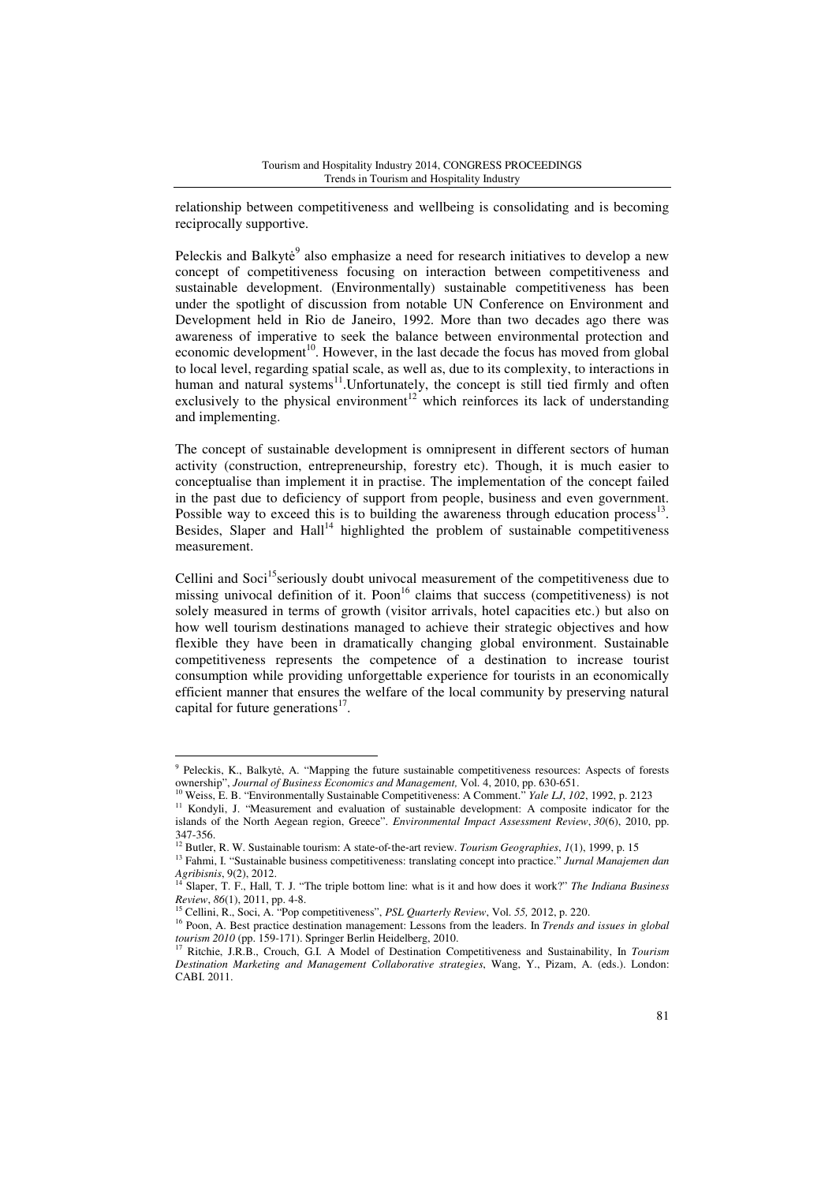relationship between competitiveness and wellbeing is consolidating and is becoming reciprocally supportive.

Peleckis and Balkytė[9] also emphasize a need for research initiatives to develop a new concept of competitiveness focusing on interaction between competitiveness and sustainable development. (Environmentally) sustainable competitiveness has been under the spotlight of discussion from notable UN Conference on Environment and Development held in Rio de Janeiro, 1992. More than two decades ago there was awareness of imperative to seek the balance between environmental protection and economic development[10]. However, in the last decade the focus has moved from global to local level, regarding spatial scale, as well as, due to its complexity, to interactions in human and natural systems[11].Unfortunately, the concept is still tied firmly and often exclusively to the physical environment[12] which reinforces its lack of understanding and implementing.

The concept of sustainable development is omnipresent in different sectors of human activity (construction, entrepreneurship, forestry etc). Though, it is much easier to conceptualise than implement it in practise. The implementation of the concept failed in the past due to deficiency of support from people, business and even government. Possible way to exceed this is to building the awareness through education process[13]. Besides, Slaper and Hall[14] highlighted the problem of sustainable competitiveness measurement.

Cellini and Soci[15]seriously doubt univocal measurement of the competitiveness due to missing univocal definition of it. Poon[16] claims that success (competitiveness) is not solely measured in terms of growth (visitor arrivals, hotel capacities etc.) but also on how well tourism destinations managed to achieve their strategic objectives and how flexible they have been in dramatically changing global environment. Sustainable competitiveness represents the competence of a destination to increase tourist consumption while providing unforgettable experience for tourists in an economically efficient manner that ensures the welfare of the local community by preserving natural capital for future generations[17].

---

[9] Peleckis, K., Balkytė, A. "Mapping the future sustainable competitiveness resources: Aspects of forests ownership", *Journal of Business Economics and Management,* Vol. 4, 2010, pp. 630-651.

[10] Weiss, E. B. "Environmentally Sustainable Competitiveness: A Comment." *Yale LJ*, *102*, 1992, p. 2123

[11] Kondyli, J. "Measurement and evaluation of sustainable development: A composite indicator for the islands of the North Aegean region, Greece". *Environmental Impact Assessment Review*, *30*(6), 2010, pp. 347-356.

[12] Butler, R. W. Sustainable tourism: A state-of-the-art review. *Tourism Geographies*, *1*(1), 1999, p. 15

[13] Fahmi, I. "Sustainable business competitiveness: translating concept into practice." *Jurnal Manajemen dan Agribisnis*, 9(2), 2012.

[14] Slaper, T. F., Hall, T. J. "The triple bottom line: what is it and how does it work?" *The Indiana Business Review*, *86*(1), 2011, pp. 4-8.

[15] Cellini, R., Soci, A. "Pop competitiveness", *PSL Quarterly Review*, Vol. *55,* 2012, p. 220.

[16] Poon, A. Best practice destination management: Lessons from the leaders. In *Trends and issues in global tourism 2010* (pp. 159-171). Springer Berlin Heidelberg, 2010.

[17] Ritchie, J.R.B., Crouch, G.I. A Model of Destination Competitiveness and Sustainability, In *Tourism Destination Marketing and Management Collaborative strategies*, Wang, Y., Pizam, A. (eds.). London: CABI. 2011.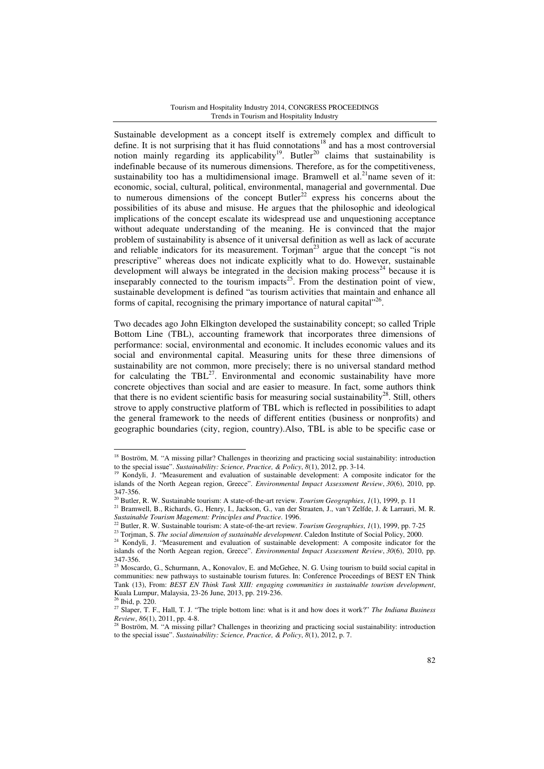Sustainable development as a concept itself is extremely complex and difficult to define. It is not surprising that it has fluid connotations[18] and has a most controversial notion mainly regarding its applicability[19]. Butler[20] claims that sustainability is indefinable because of its numerous dimensions. Therefore, as for the competitiveness, sustainability too has a multidimensional image. Bramwell et al.[21]name seven of it: economic, social, cultural, political, environmental, managerial and governmental. Due to numerous dimensions of the concept Butler[22] express his concerns about the possibilities of its abuse and misuse. He argues that the philosophic and ideological implications of the concept escalate its widespread use and unquestioning acceptance without adequate understanding of the meaning. He is convinced that the major problem of sustainability is absence of it universal definition as well as lack of accurate and reliable indicators for its measurement. Torjman[23] argue that the concept "is not prescriptive" whereas does not indicate explicitly what to do. However, sustainable development will always be integrated in the decision making process[24] because it is inseparably connected to the tourism impacts[25]. From the destination point of view, sustainable development is defined "as tourism activities that maintain and enhance all forms of capital, recognising the primary importance of natural capital"[26].

Two decades ago John Elkington developed the sustainability concept; so called Triple Bottom Line (TBL), accounting framework that incorporates three dimensions of performance: social, environmental and economic. It includes economic values and its social and environmental capital. Measuring units for these three dimensions of sustainability are not common, more precisely; there is no universal standard method for calculating the TBL[27]. Environmental and economic sustainability have more concrete objectives than social and are easier to measure. In fact, some authors think that there is no evident scientific basis for measuring social sustainability[28]. Still, others strove to apply constructive platform of TBL which is reflected in possibilities to adapt the general framework to the needs of different entities (business or nonprofits) and geographic boundaries (city, region, country).Also, TBL is able to be specific case or

---

[18] Boström, M. "A missing pillar? Challenges in theorizing and practicing social sustainability: introduction to the special issue". *Sustainability: Science, Practice, & Policy*, *8*(1), 2012, pp. 3-14.

[19] Kondyli, J. "Measurement and evaluation of sustainable development: A composite indicator for the islands of the North Aegean region, Greece". *Environmental Impact Assessment Review*, *30*(6), 2010, pp. 347-356.

[20] Butler, R. W. Sustainable tourism: A state‐of‐the‐art review. *Tourism Geographies*, *1*(1), 1999, p. 11

[21] Bramwell, B., Richards, G., Henry, I., Jackson, G., van der Straaten, J., van't Zelfde, J. & Larrauri, M. R. *Sustainable Tourism Magement: Principles and Practice*. 1996.

[22] Butler, R. W. Sustainable tourism: A state‐of‐the‐art review. *Tourism Geographies*, *1*(1), 1999, pp. 7-25

[23] Torjman, S. *The social dimension of sustainable development*. Caledon Institute of Social Policy, 2000.

[24] Kondyli, J. "Measurement and evaluation of sustainable development: A composite indicator for the islands of the North Aegean region, Greece". *Environmental Impact Assessment Review*, *30*(6), 2010, pp. 347-356.

[25] Moscardo, G., Schurmann, A., Konovalov, E. and McGehee, N. G. Using tourism to build social capital in communities: new pathways to sustainable tourism futures. In: Conference Proceedings of BEST EN Think Tank (13), From: *BEST EN Think Tank XIII: engaging communities in sustainable tourism development*, Kuala Lumpur, Malaysia, 23-26 June, 2013, pp. 219-236.

[26] Ibid, p. 220.

[27] Slaper, T. F., Hall, T. J. "The triple bottom line: what is it and how does it work?" *The Indiana Business Review*, *86*(1), 2011, pp. 4-8.

[28] Boström, M. "A missing pillar? Challenges in theorizing and practicing social sustainability: introduction to the special issue". *Sustainability: Science, Practice, & Policy*, *8*(1), 2012, p. 7.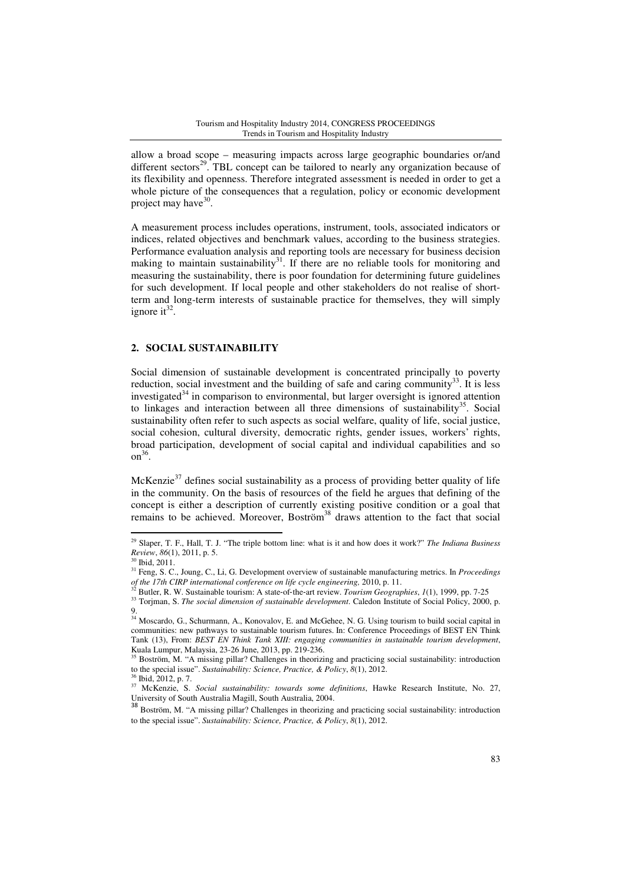allow a broad scope – measuring impacts across large geographic boundaries or/and different sectors[29]. TBL concept can be tailored to nearly any organization because of its flexibility and openness. Therefore integrated assessment is needed in order to get a whole picture of the consequences that a regulation, policy or economic development project may have[30].

A measurement process includes operations, instrument, tools, associated indicators or indices, related objectives and benchmark values, according to the business strategies. Performance evaluation analysis and reporting tools are necessary for business decision making to maintain sustainability[31]. If there are no reliable tools for monitoring and measuring the sustainability, there is poor foundation for determining future guidelines for such development. If local people and other stakeholders do not realise of short-term and long-term interests of sustainable practice for themselves, they will simply ignore it[32].

## 2. SOCIAL SUSTAINABILITY

Social dimension of sustainable development is concentrated principally to poverty reduction, social investment and the building of safe and caring community[33]. It is less investigated[34] in comparison to environmental, but larger oversight is ignored attention to linkages and interaction between all three dimensions of sustainability[35]. Social sustainability often refer to such aspects as social welfare, quality of life, social justice, social cohesion, cultural diversity, democratic rights, gender issues, workers' rights, broad participation, development of social capital and individual capabilities and so on[36].

McKenzie[37] defines social sustainability as a process of providing better quality of life in the community. On the basis of resources of the field he argues that defining of the concept is either a description of currently existing positive condition or a goal that remains to be achieved. Moreover, Boström[38] draws attention to the fact that social

---

[29] Slaper, T. F., Hall, T. J. "The triple bottom line: what is it and how does it work?" *The Indiana Business Review*, *86*(1), 2011, p. 5.

[30] Ibid, 2011.

[31] Feng, S. C., Joung, C., Li, G. Development overview of sustainable manufacturing metrics. In *Proceedings of the 17th CIRP international conference on life cycle engineering,* 2010, p. 11.

[32] Butler, R. W. Sustainable tourism: A state-of-the-art review. *Tourism Geographies*, *1*(1), 1999, pp. 7-25

[33] Torjman, S. *The social dimension of sustainable development*. Caledon Institute of Social Policy, 2000, p. 9.

[34] Moscardo, G., Schurmann, A., Konovalov, E. and McGehee, N. G. Using tourism to build social capital in communities: new pathways to sustainable tourism futures. In: Conference Proceedings of BEST EN Think Tank (13), From: *BEST EN Think Tank XIII: engaging communities in sustainable tourism development*, Kuala Lumpur, Malaysia, 23-26 June, 2013, pp. 219-236.

[35] Boström, M. "A missing pillar? Challenges in theorizing and practicing social sustainability: introduction to the special issue". *Sustainability: Science, Practice, & Policy*, *8*(1), 2012.

[36] Ibid, 2012, p. 7.

[37] McKenzie, S. *Social sustainability: towards some definitions*, Hawke Research Institute, No. 27, University of South Australia Magill, South Australia, 2004.

[38] Boström, M. "A missing pillar? Challenges in theorizing and practicing social sustainability: introduction to the special issue". *Sustainability: Science, Practice, & Policy*, *8*(1), 2012.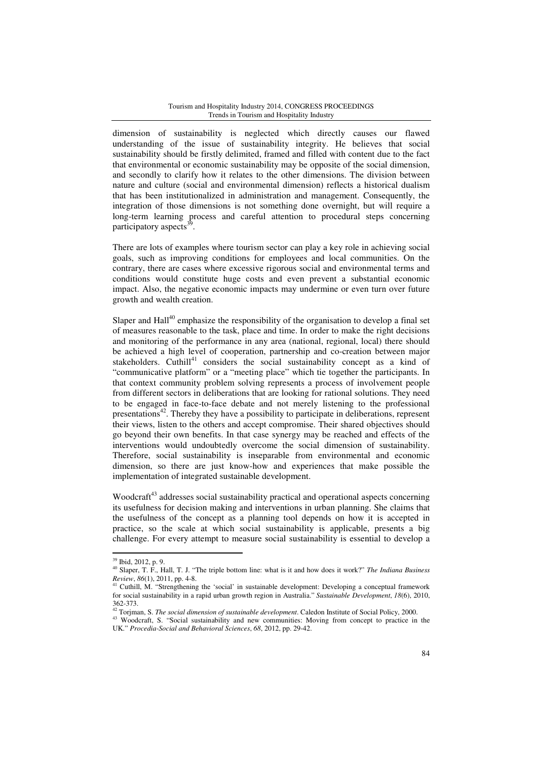dimension of sustainability is neglected which directly causes our flawed understanding of the issue of sustainability integrity. He believes that social sustainability should be firstly delimited, framed and filled with content due to the fact that environmental or economic sustainability may be opposite of the social dimension, and secondly to clarify how it relates to the other dimensions. The division between nature and culture (social and environmental dimension) reflects a historical dualism that has been institutionalized in administration and management. Consequently, the integration of those dimensions is not something done overnight, but will require a long-term learning process and careful attention to procedural steps concerning participatory aspects[39].

There are lots of examples where tourism sector can play a key role in achieving social goals, such as improving conditions for employees and local communities. On the contrary, there are cases where excessive rigorous social and environmental terms and conditions would constitute huge costs and even prevent a substantial economic impact. Also, the negative economic impacts may undermine or even turn over future growth and wealth creation.

Slaper and Hall[40] emphasize the responsibility of the organisation to develop a final set of measures reasonable to the task, place and time. In order to make the right decisions and monitoring of the performance in any area (national, regional, local) there should be achieved a high level of cooperation, partnership and co-creation between major stakeholders. Cuthill[41] considers the social sustainability concept as a kind of "communicative platform" or a "meeting place" which tie together the participants. In that context community problem solving represents a process of involvement people from different sectors in deliberations that are looking for rational solutions. They need to be engaged in face-to-face debate and not merely listening to the professional presentations[42]. Thereby they have a possibility to participate in deliberations, represent their views, listen to the others and accept compromise. Their shared objectives should go beyond their own benefits. In that case synergy may be reached and effects of the interventions would undoubtedly overcome the social dimension of sustainability. Therefore, social sustainability is inseparable from environmental and economic dimension, so there are just know-how and experiences that make possible the implementation of integrated sustainable development.

Woodcraft[43] addresses social sustainability practical and operational aspects concerning its usefulness for decision making and interventions in urban planning. She claims that the usefulness of the concept as a planning tool depends on how it is accepted in practice, so the scale at which social sustainability is applicable, presents a big challenge. For every attempt to measure social sustainability is essential to develop a

---

[39] Ibid, 2012, p. 9.

[40] Slaper, T. F., Hall, T. J. "The triple bottom line: what is it and how does it work?" *The Indiana Business Review*, *86*(1), 2011, pp. 4-8.

[41] Cuthill, M. "Strengthening the 'social' in sustainable development: Developing a conceptual framework for social sustainability in a rapid urban growth region in Australia." *Sustainable Development*, *18*(6), 2010, 362-373.

[42] Torjman, S. *The social dimension of sustainable development*. Caledon Institute of Social Policy, 2000.

[43] Woodcraft, S. "Social sustainability and new communities: Moving from concept to practice in the UK." *Procedia-Social and Behavioral Sciences*, *68*, 2012, pp. 29-42.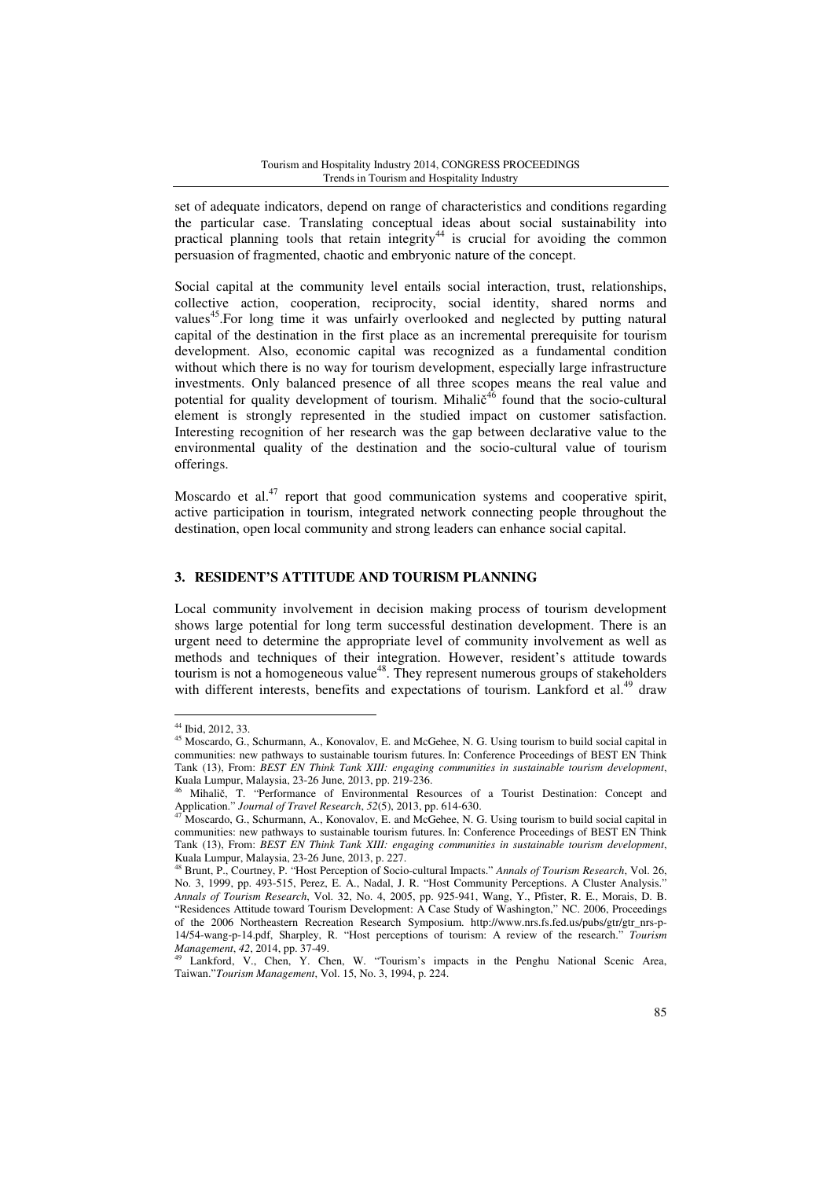set of adequate indicators, depend on range of characteristics and conditions regarding the particular case. Translating conceptual ideas about social sustainability into practical planning tools that retain integrity[44] is crucial for avoiding the common persuasion of fragmented, chaotic and embryonic nature of the concept.

Social capital at the community level entails social interaction, trust, relationships, collective action, cooperation, reciprocity, social identity, shared norms and values[45].For long time it was unfairly overlooked and neglected by putting natural capital of the destination in the first place as an incremental prerequisite for tourism development. Also, economic capital was recognized as a fundamental condition without which there is no way for tourism development, especially large infrastructure investments. Only balanced presence of all three scopes means the real value and potential for quality development of tourism. Mihalič[46] found that the socio-cultural element is strongly represented in the studied impact on customer satisfaction. Interesting recognition of her research was the gap between declarative value to the environmental quality of the destination and the socio-cultural value of tourism offerings.

Moscardo et al.[47] report that good communication systems and cooperative spirit, active participation in tourism, integrated network connecting people throughout the destination, open local community and strong leaders can enhance social capital.

## 3. RESIDENT'S ATTITUDE AND TOURISM PLANNING

Local community involvement in decision making process of tourism development shows large potential for long term successful destination development. There is an urgent need to determine the appropriate level of community involvement as well as methods and techniques of their integration. However, resident's attitude towards tourism is not a homogeneous value[48]. They represent numerous groups of stakeholders with different interests, benefits and expectations of tourism. Lankford et al.[49] draw

---

[44] Ibid, 2012, 33.

[45] Moscardo, G., Schurmann, A., Konovalov, E. and McGehee, N. G. Using tourism to build social capital in communities: new pathways to sustainable tourism futures. In: Conference Proceedings of BEST EN Think Tank (13), From: *BEST EN Think Tank XIII: engaging communities in sustainable tourism development*, Kuala Lumpur, Malaysia, 23-26 June, 2013, pp. 219-236.

[46] Mihalič, T. "Performance of Environmental Resources of a Tourist Destination: Concept and Application." *Journal of Travel Research*, *52*(5), 2013, pp. 614-630.

[47] Moscardo, G., Schurmann, A., Konovalov, E. and McGehee, N. G. Using tourism to build social capital in communities: new pathways to sustainable tourism futures. In: Conference Proceedings of BEST EN Think Tank (13), From: *BEST EN Think Tank XIII: engaging communities in sustainable tourism development*, Kuala Lumpur, Malaysia, 23-26 June, 2013, p. 227.

[48] Brunt, P., Courtney, P. "Host Perception of Socio-cultural Impacts." *Annals of Tourism Research*, Vol. 26, No. 3, 1999, pp. 493-515, Perez, E. A., Nadal, J. R. "Host Community Perceptions. A Cluster Analysis." *Annals of Tourism Research*, Vol. 32, No. 4, 2005, pp. 925-941, Wang, Y., Pfister, R. E., Morais, D. B. "Residences Attitude toward Tourism Development: A Case Study of Washington," NC. 2006, Proceedings of the 2006 Northeastern Recreation Research Symposium. http://www.nrs.fs.fed.us/pubs/gtr/gtr_nrs-p-14/54-wang-p-14.pdf, Sharpley, R. "Host perceptions of tourism: A review of the research." *Tourism Management*, *42*, 2014, pp. 37-49.

[49] Lankford, V., Chen, Y. Chen, W. "Tourism's impacts in the Penghu National Scenic Area, Taiwan."*Tourism Management*, Vol. 15, No. 3, 1994, p. 224.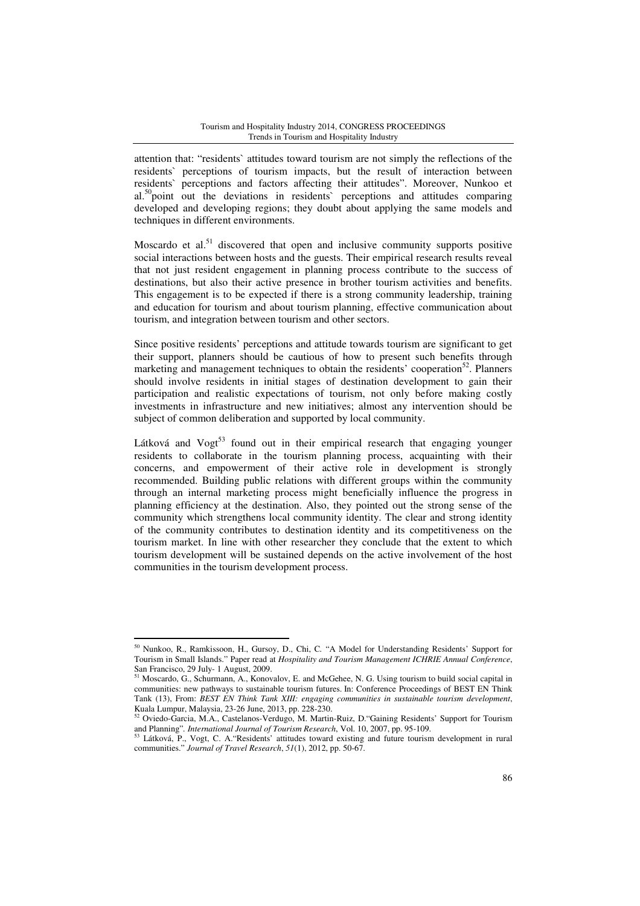attention that: "residents` attitudes toward tourism are not simply the reflections of the residents` perceptions of tourism impacts, but the result of interaction between residents` perceptions and factors affecting their attitudes". Moreover, Nunkoo et al.[50]point out the deviations in residents` perceptions and attitudes comparing developed and developing regions; they doubt about applying the same models and techniques in different environments.

Moscardo et al.[51] discovered that open and inclusive community supports positive social interactions between hosts and the guests. Their empirical research results reveal that not just resident engagement in planning process contribute to the success of destinations, but also their active presence in brother tourism activities and benefits. This engagement is to be expected if there is a strong community leadership, training and education for tourism and about tourism planning, effective communication about tourism, and integration between tourism and other sectors.

Since positive residents' perceptions and attitude towards tourism are significant to get their support, planners should be cautious of how to present such benefits through marketing and management techniques to obtain the residents' cooperation[52]. Planners should involve residents in initial stages of destination development to gain their participation and realistic expectations of tourism, not only before making costly investments in infrastructure and new initiatives; almost any intervention should be subject of common deliberation and supported by local community.

Látková and Vogt[53] found out in their empirical research that engaging younger residents to collaborate in the tourism planning process, acquainting with their concerns, and empowerment of their active role in development is strongly recommended. Building public relations with different groups within the community through an internal marketing process might beneficially influence the progress in planning efficiency at the destination. Also, they pointed out the strong sense of the community which strengthens local community identity. The clear and strong identity of the community contributes to destination identity and its competitiveness on the tourism market. In line with other researcher they conclude that the extent to which tourism development will be sustained depends on the active involvement of the host communities in the tourism development process.

---

[50] Nunkoo, R., Ramkissoon, H., Gursoy, D., Chi, C. "A Model for Understanding Residents' Support for Tourism in Small Islands." Paper read at *Hospitality and Tourism Management ICHRIE Annual Conference*, San Francisco, 29 July- 1 August, 2009.

[51] Moscardo, G., Schurmann, A., Konovalov, E. and McGehee, N. G. Using tourism to build social capital in communities: new pathways to sustainable tourism futures. In: Conference Proceedings of BEST EN Think Tank (13), From: *BEST EN Think Tank XIII: engaging communities in sustainable tourism development*, Kuala Lumpur, Malaysia, 23-26 June, 2013, pp. 228-230.

[52] Oviedo-Garcia, M.A., Castelanos-Verdugo, M. Martin-Ruiz, D."Gaining Residents' Support for Tourism and Planning". *International Journal of Tourism Research*, Vol. 10, 2007, pp. 95-109.

[53] Látková, P., Vogt, C. A."Residents' attitudes toward existing and future tourism development in rural communities." *Journal of Travel Research*, *51*(1), 2012, pp. 50-67.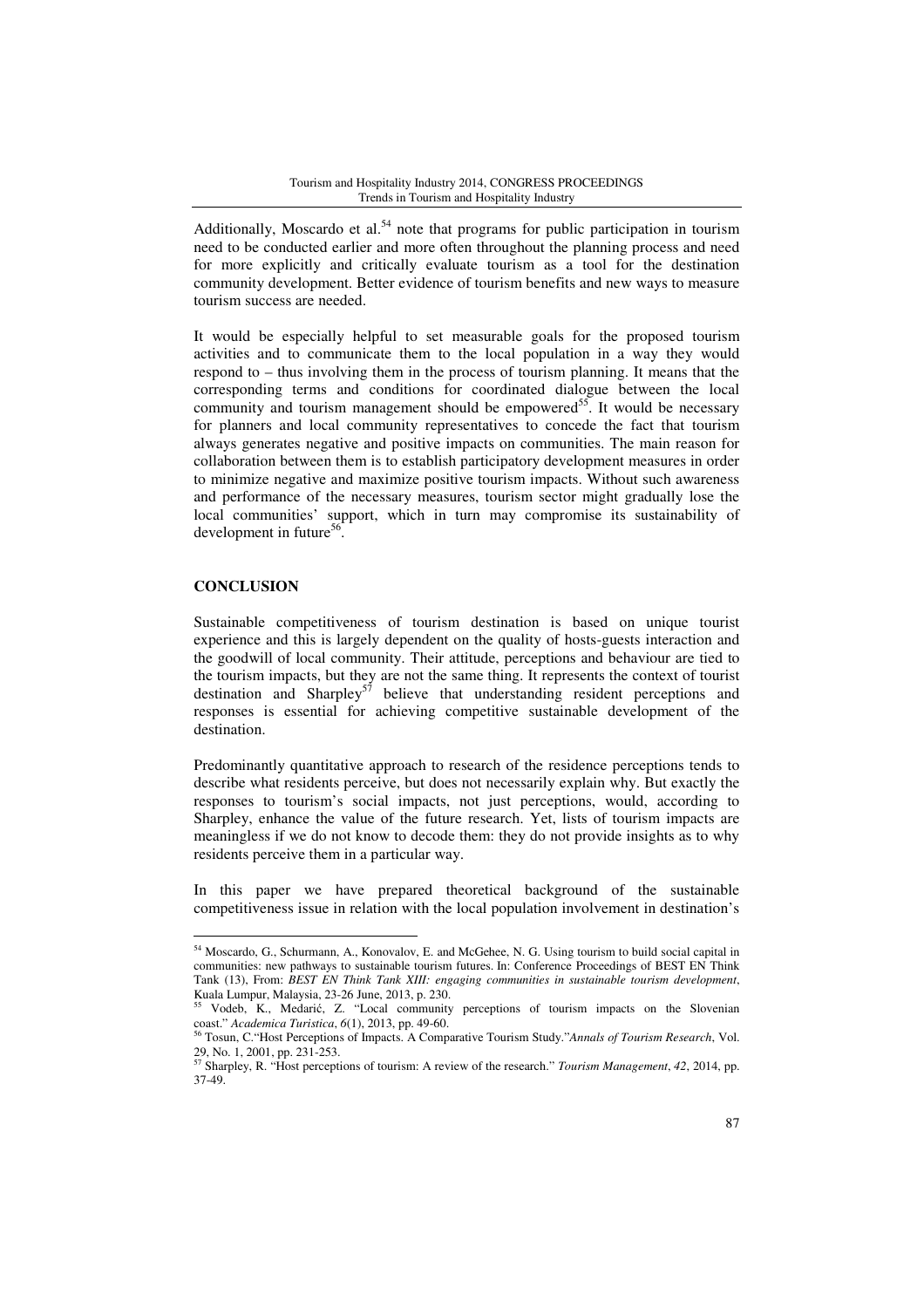Additionally, Moscardo et al.[54] note that programs for public participation in tourism need to be conducted earlier and more often throughout the planning process and need for more explicitly and critically evaluate tourism as a tool for the destination community development. Better evidence of tourism benefits and new ways to measure tourism success are needed.

It would be especially helpful to set measurable goals for the proposed tourism activities and to communicate them to the local population in a way they would respond to – thus involving them in the process of tourism planning. It means that the corresponding terms and conditions for coordinated dialogue between the local community and tourism management should be empowered[55]. It would be necessary for planners and local community representatives to concede the fact that tourism always generates negative and positive impacts on communities. The main reason for collaboration between them is to establish participatory development measures in order to minimize negative and maximize positive tourism impacts. Without such awareness and performance of the necessary measures, tourism sector might gradually lose the local communities' support, which in turn may compromise its sustainability of development in future[56].

## CONCLUSION

Sustainable competitiveness of tourism destination is based on unique tourist experience and this is largely dependent on the quality of hosts-guests interaction and the goodwill of local community. Their attitude, perceptions and behaviour are tied to the tourism impacts, but they are not the same thing. It represents the context of tourist destination and Sharpley[57] believe that understanding resident perceptions and responses is essential for achieving competitive sustainable development of the destination.

Predominantly quantitative approach to research of the residence perceptions tends to describe what residents perceive, but does not necessarily explain why. But exactly the responses to tourism's social impacts, not just perceptions, would, according to Sharpley, enhance the value of the future research. Yet, lists of tourism impacts are meaningless if we do not know to decode them: they do not provide insights as to why residents perceive them in a particular way.

In this paper we have prepared theoretical background of the sustainable competitiveness issue in relation with the local population involvement in destination's

---

[54] Moscardo, G., Schurmann, A., Konovalov, E. and McGehee, N. G. Using tourism to build social capital in communities: new pathways to sustainable tourism futures. In: Conference Proceedings of BEST EN Think Tank (13), From: *BEST EN Think Tank XIII: engaging communities in sustainable tourism development*, Kuala Lumpur, Malaysia, 23-26 June, 2013, p. 230.

[55] Vodeb, K., Medarić, Z. "Local community perceptions of tourism impacts on the Slovenian coast." *Academica Turistica*, *6*(1), 2013, pp. 49-60.

[56] Tosun, C."Host Perceptions of Impacts. A Comparative Tourism Study."*Annals of Tourism Research*, Vol. 29, No. 1, 2001, pp. 231-253.

[57] Sharpley, R. "Host perceptions of tourism: A review of the research." *Tourism Management*, *42*, 2014, pp. 37-49.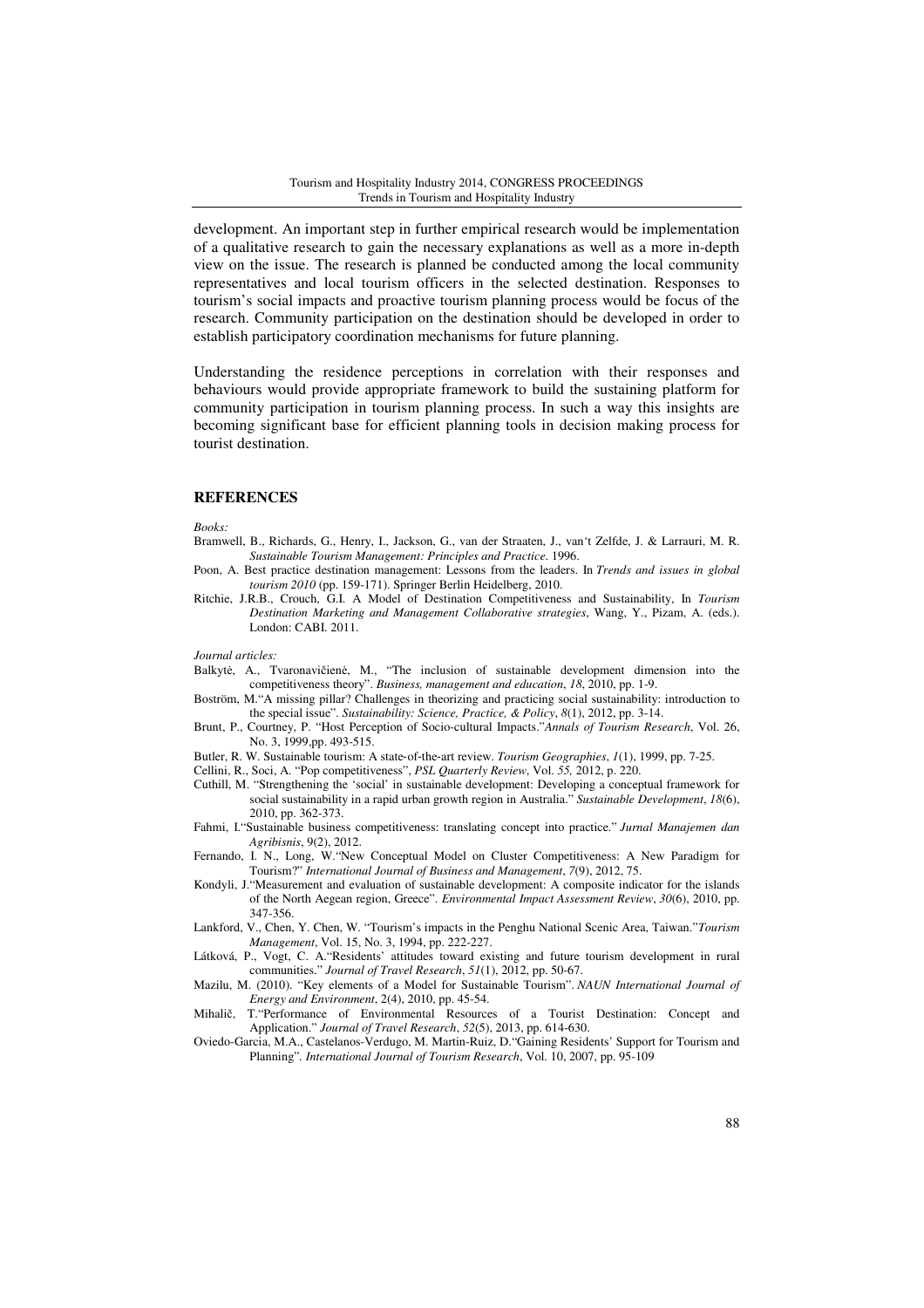development. An important step in further empirical research would be implementation of a qualitative research to gain the necessary explanations as well as a more in-depth view on the issue. The research is planned be conducted among the local community representatives and local tourism officers in the selected destination. Responses to tourism's social impacts and proactive tourism planning process would be focus of the research. Community participation on the destination should be developed in order to establish participatory coordination mechanisms for future planning.

Understanding the residence perceptions in correlation with their responses and behaviours would provide appropriate framework to build the sustaining platform for community participation in tourism planning process. In such a way this insights are becoming significant base for efficient planning tools in decision making process for tourist destination.

## REFERENCES

*Books:*

Bramwell, B., Richards, G., Henry, I., Jackson, G., van der Straaten, J., van't Zelfde, J. & Larrauri, M. R. *Sustainable Tourism Management: Principles and Practice*. 1996.

Poon, A. Best practice destination management: Lessons from the leaders. In *Trends and issues in global tourism 2010* (pp. 159-171). Springer Berlin Heidelberg, 2010.

Ritchie, J.R.B., Crouch, G.I. A Model of Destination Competitiveness and Sustainability, In *Tourism Destination Marketing and Management Collaborative strategies*, Wang, Y., Pizam, A. (eds.). London: CABI. 2011.

*Journal articles:*

Balkytė, A., Tvaronavičienė, M., "The inclusion of sustainable development dimension into the competitiveness theory". *Business, management and education*, *18*, 2010, pp. 1-9.

Boström, M."A missing pillar? Challenges in theorizing and practicing social sustainability: introduction to the special issue". *Sustainability: Science, Practice, & Policy*, *8*(1), 2012, pp. 3-14.

Brunt, P., Courtney, P. "Host Perception of Socio-cultural Impacts."*Annals of Tourism Research*, Vol. 26, No. 3, 1999,pp. 493-515.

Butler, R. W. Sustainable tourism: A state-of-the-art review. *Tourism Geographies*, *1*(1), 1999, pp. 7-25.

Cellini, R., Soci, A. "Pop competitiveness", *PSL Quarterly Review*, Vol. *55,* 2012, p. 220.

Cuthill, M. "Strengthening the 'social' in sustainable development: Developing a conceptual framework for social sustainability in a rapid urban growth region in Australia." *Sustainable Development*, *18*(6), 2010, pp. 362-373.

Fahmi, I."Sustainable business competitiveness: translating concept into practice." *Jurnal Manajemen dan Agribisnis*, 9(2), 2012.

Fernando, I. N., Long, W."New Conceptual Model on Cluster Competitiveness: A New Paradigm for Tourism?" *International Journal of Business and Management*, *7*(9), 2012, 75.

Kondyli, J."Measurement and evaluation of sustainable development: A composite indicator for the islands of the North Aegean region, Greece". *Environmental Impact Assessment Review*, *30*(6), 2010, pp. 347-356.

Lankford, V., Chen, Y. Chen, W. "Tourism's impacts in the Penghu National Scenic Area, Taiwan."*Tourism Management*, Vol. 15, No. 3, 1994, pp. 222-227.

Látková, P., Vogt, C. A."Residents' attitudes toward existing and future tourism development in rural communities." *Journal of Travel Research*, *51*(1), 2012, pp. 50-67.

Mazilu, M. (2010). "Key elements of a Model for Sustainable Tourism". *NAUN International Journal of Energy and Environment*, 2(4), 2010, pp. 45-54.

Mihalič, T."Performance of Environmental Resources of a Tourist Destination: Concept and Application." *Journal of Travel Research*, *52*(5), 2013, pp. 614-630.

Oviedo-Garcia, M.A., Castelanos-Verdugo, M. Martin-Ruiz, D."Gaining Residents' Support for Tourism and Planning". *International Journal of Tourism Research*, Vol. 10, 2007, pp. 95-109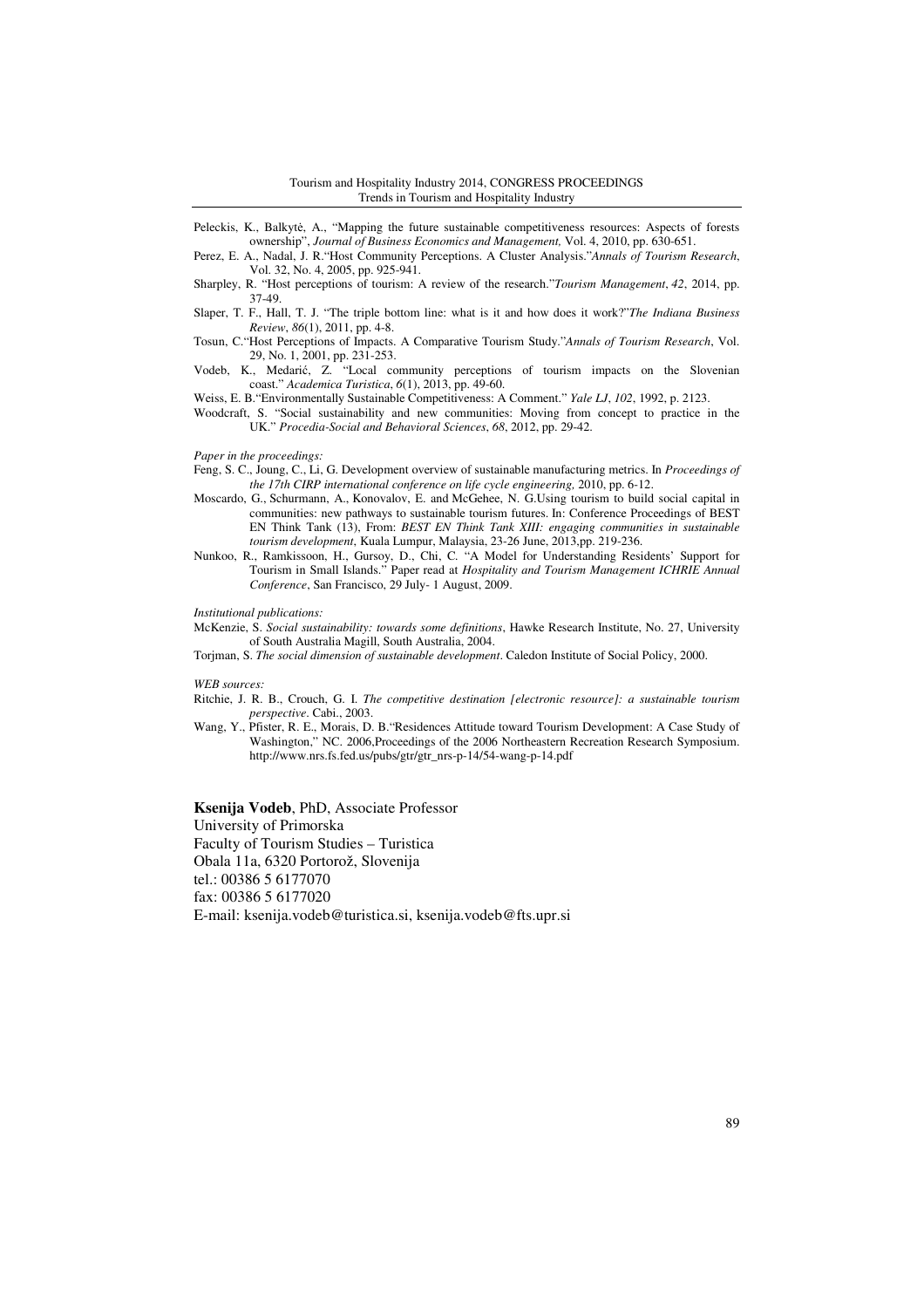Peleckis, K., Balkytė, A., "Mapping the future sustainable competitiveness resources: Aspects of forests ownership", *Journal of Business Economics and Management,* Vol. 4, 2010, pp. 630-651.

Perez, E. A., Nadal, J. R."Host Community Perceptions. A Cluster Analysis."*Annals of Tourism Research*, Vol. 32, No. 4, 2005, pp. 925-941.

Sharpley, R. "Host perceptions of tourism: A review of the research."*Tourism Management*, *42*, 2014, pp. 37-49.

Slaper, T. F., Hall, T. J. "The triple bottom line: what is it and how does it work?"*The Indiana Business Review*, *86*(1), 2011, pp. 4-8.

Tosun, C."Host Perceptions of Impacts. A Comparative Tourism Study."*Annals of Tourism Research*, Vol. 29, No. 1, 2001, pp. 231-253.

Vodeb, K., Medarić, Z. "Local community perceptions of tourism impacts on the Slovenian coast." *Academica Turistica*, *6*(1), 2013, pp. 49-60.

Weiss, E. B."Environmentally Sustainable Competitiveness: A Comment." *Yale LJ*, *102*, 1992, p. 2123.

Woodcraft, S. "Social sustainability and new communities: Moving from concept to practice in the UK." *Procedia-Social and Behavioral Sciences*, *68*, 2012, pp. 29-42.

*Paper in the proceedings:*

Feng, S. C., Joung, C., Li, G. Development overview of sustainable manufacturing metrics. In *Proceedings of the 17th CIRP international conference on life cycle engineering,* 2010, pp. 6-12.

Moscardo, G., Schurmann, A., Konovalov, E. and McGehee, N. G.Using tourism to build social capital in communities: new pathways to sustainable tourism futures. In: Conference Proceedings of BEST EN Think Tank (13), From: *BEST EN Think Tank XIII: engaging communities in sustainable tourism development*, Kuala Lumpur, Malaysia, 23-26 June, 2013,pp. 219-236.

Nunkoo, R., Ramkissoon, H., Gursoy, D., Chi, C. "A Model for Understanding Residents' Support for Tourism in Small Islands." Paper read at *Hospitality and Tourism Management ICHRIE Annual Conference*, San Francisco, 29 July- 1 August, 2009.

*Institutional publications:*

McKenzie, S. *Social sustainability: towards some definitions*, Hawke Research Institute, No. 27, University of South Australia Magill, South Australia, 2004.

Torjman, S. *The social dimension of sustainable development*. Caledon Institute of Social Policy, 2000.

*WEB sources:*

Ritchie, J. R. B., Crouch, G. I. *The competitive destination [electronic resource]: a sustainable tourism perspective*. Cabi., 2003.

Wang, Y., Pfister, R. E., Morais, D. B."Residences Attitude toward Tourism Development: A Case Study of Washington," NC. 2006,Proceedings of the 2006 Northeastern Recreation Research Symposium. http://www.nrs.fs.fed.us/pubs/gtr/gtr_nrs-p-14/54-wang-p-14.pdf

**Ksenija Vodeb**, PhD, Associate Professor
University of Primorska
Faculty of Tourism Studies – Turistica
Obala 11a, 6320 Portorož, Slovenija
tel.: 00386 5 6177070
fax: 00386 5 6177020
E-mail: ksenija.vodeb@turistica.si, ksenija.vodeb@fts.upr.si